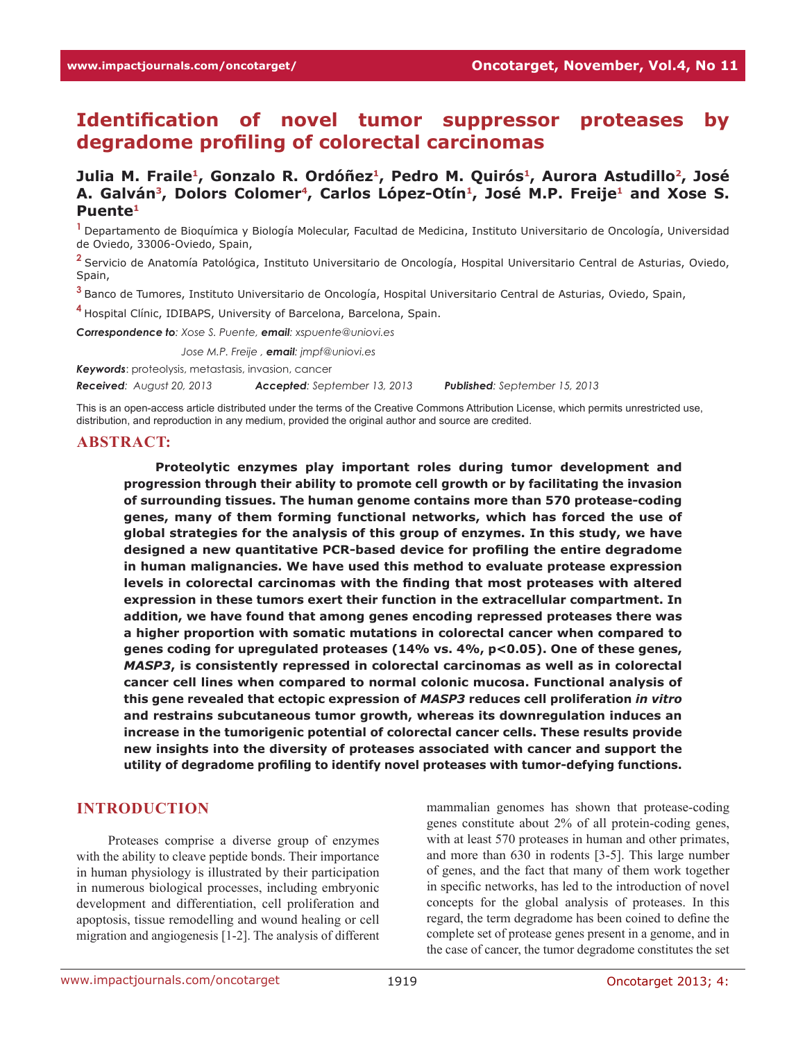# Identification of novel tumor suppressor proteases by degradome profiling of colorectal carcinomas

**Julia M. Fraile[1], Gonzalo R. Ordóñez[1], Pedro M. Quirós[1], Aurora Astudillo[2], José A. Galván[3], Dolors Colomer[4], Carlos López-Otín[1], José M.P. Freije[1] and Xose S. Puente[1]**

[1] Departamento de Bioquímica y Biología Molecular, Facultad de Medicina, Instituto Universitario de Oncología, Universidad de Oviedo, 33006-Oviedo, Spain,

[2] Servicio de Anatomía Patológica, Instituto Universitario de Oncología, Hospital Universitario Central de Asturias, Oviedo, Spain,

[3] Banco de Tumores, Instituto Universitario de Oncología, Hospital Universitario Central de Asturias, Oviedo, Spain,

[4] Hospital Clínic, IDIBAPS, University of Barcelona, Barcelona, Spain.

***Correspondence to**: Xose S. Puente, **email**: xspuente@uniovi.es*

*Jose M.P. Freije , **email**: jmpf@uniovi.es*

***Keywords***: proteolysis, metastasis, invasion, cancer

***Received***: *August 20, 2013* ***Accepted***: *September 13, 2013* ***Published***: *September 15, 2013*

This is an open-access article distributed under the terms of the Creative Commons Attribution License, which permits unrestricted use, distribution, and reproduction in any medium, provided the original author and source are credited.

## ABSTRACT:

**Proteolytic enzymes play important roles during tumor development and progression through their ability to promote cell growth or by facilitating the invasion of surrounding tissues. The human genome contains more than 570 protease-coding genes, many of them forming functional networks, which has forced the use of global strategies for the analysis of this group of enzymes. In this study, we have designed a new quantitative PCR-based device for profiling the entire degradome in human malignancies. We have used this method to evaluate protease expression levels in colorectal carcinomas with the finding that most proteases with altered expression in these tumors exert their function in the extracellular compartment. In addition, we have found that among genes encoding repressed proteases there was a higher proportion with somatic mutations in colorectal cancer when compared to genes coding for upregulated proteases (14% vs. 4%, $p<0.05$). One of these genes, *MASP3*, is consistently repressed in colorectal carcinomas as well as in colorectal cancer cell lines when compared to normal colonic mucosa. Functional analysis of this gene revealed that ectopic expression of *MASP3* reduces cell proliferation *in vitro* and restrains subcutaneous tumor growth, whereas its downregulation induces an increase in the tumorigenic potential of colorectal cancer cells. These results provide new insights into the diversity of proteases associated with cancer and support the utility of degradome profiling to identify novel proteases with tumor-defying functions.**

## INTRODUCTION

Proteases comprise a diverse group of enzymes with the ability to cleave peptide bonds. Their importance in human physiology is illustrated by their participation in numerous biological processes, including embryonic development and differentiation, cell proliferation and apoptosis, tissue remodelling and wound healing or cell migration and angiogenesis [1-2]. The analysis of different mammalian genomes has shown that protease-coding genes constitute about 2% of all protein-coding genes, with at least 570 proteases in human and other primates, and more than 630 in rodents [3-5]. This large number of genes, and the fact that many of them work together in specific networks, has led to the introduction of novel concepts for the global analysis of proteases. In this regard, the term degradome has been coined to define the complete set of protease genes present in a genome, and in the case of cancer, the tumor degradome constitutes the set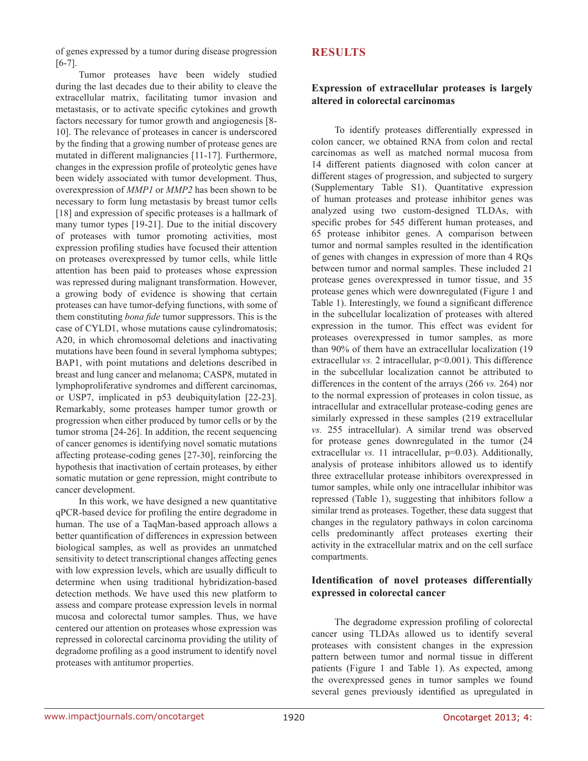of genes expressed by a tumor during disease progression [6-7].

Tumor proteases have been widely studied during the last decades due to their ability to cleave the extracellular matrix, facilitating tumor invasion and metastasis, or to activate specific cytokines and growth factors necessary for tumor growth and angiogenesis [8-10]. The relevance of proteases in cancer is underscored by the finding that a growing number of protease genes are mutated in different malignancies [11-17]. Furthermore, changes in the expression profile of proteolytic genes have been widely associated with tumor development. Thus, overexpression of *MMP1* or *MMP2* has been shown to be necessary to form lung metastasis by breast tumor cells [18] and expression of specific proteases is a hallmark of many tumor types [19-21]. Due to the initial discovery of proteases with tumor promoting activities, most expression profiling studies have focused their attention on proteases overexpressed by tumor cells, while little attention has been paid to proteases whose expression was repressed during malignant transformation. However, a growing body of evidence is showing that certain proteases can have tumor-defying functions, with some of them constituting *bona fide* tumor suppressors. This is the case of CYLD1, whose mutations cause cylindromatosis; A20, in which chromosomal deletions and inactivating mutations have been found in several lymphoma subtypes; BAP1, with point mutations and deletions described in breast and lung cancer and melanoma; CASP8, mutated in lymphoproliferative syndromes and different carcinomas, or USP7, implicated in p53 deubiquitylation [22-23]. Remarkably, some proteases hamper tumor growth or progression when either produced by tumor cells or by the tumor stroma [24-26]. In addition, the recent sequencing of cancer genomes is identifying novel somatic mutations affecting protease-coding genes [27-30], reinforcing the hypothesis that inactivation of certain proteases, by either somatic mutation or gene repression, might contribute to cancer development.

In this work, we have designed a new quantitative qPCR-based device for profiling the entire degradome in human. The use of a TaqMan-based approach allows a better quantification of differences in expression between biological samples, as well as provides an unmatched sensitivity to detect transcriptional changes affecting genes with low expression levels, which are usually difficult to determine when using traditional hybridization-based detection methods. We have used this new platform to assess and compare protease expression levels in normal mucosa and colorectal tumor samples. Thus, we have centered our attention on proteases whose expression was repressed in colorectal carcinoma providing the utility of degradome profiling as a good instrument to identify novel proteases with antitumor properties.

# RESULTS

## Expression of extracellular proteases is largely altered in colorectal carcinomas

To identify proteases differentially expressed in colon cancer, we obtained RNA from colon and rectal carcinomas as well as matched normal mucosa from 14 different patients diagnosed with colon cancer at different stages of progression, and subjected to surgery (Supplementary Table S1). Quantitative expression of human proteases and protease inhibitor genes was analyzed using two custom-designed TLDAs, with specific probes for 545 different human proteases, and 65 protease inhibitor genes. A comparison between tumor and normal samples resulted in the identification of genes with changes in expression of more than 4 RQs between tumor and normal samples. These included 21 protease genes overexpressed in tumor tissue, and 35 protease genes which were downregulated (Figure 1 and Table 1). Interestingly, we found a significant difference in the subcellular localization of proteases with altered expression in the tumor. This effect was evident for proteases overexpressed in tumor samples, as more than 90% of them have an extracellular localization (19 extracellular *vs.* 2 intracellular, $p<0.001$). This difference in the subcellular localization cannot be attributed to differences in the content of the arrays (266 *vs.* 264) nor to the normal expression of proteases in colon tissue, as intracellular and extracellular protease-coding genes are similarly expressed in these samples (219 extracellular *vs.* 255 intracellular). A similar trend was observed for protease genes downregulated in the tumor (24 extracellular *vs.* 11 intracellular, $p=0.03$). Additionally, analysis of protease inhibitors allowed us to identify three extracellular protease inhibitors overexpressed in tumor samples, while only one intracellular inhibitor was repressed (Table 1), suggesting that inhibitors follow a similar trend as proteases. Together, these data suggest that changes in the regulatory pathways in colon carcinoma cells predominantly affect proteases exerting their activity in the extracellular matrix and on the cell surface compartments.

## Identification of novel proteases differentially expressed in colorectal cancer

The degradome expression profiling of colorectal cancer using TLDAs allowed us to identify several proteases with consistent changes in the expression pattern between tumor and normal tissue in different patients (Figure 1 and Table 1). As expected, among the overexpressed genes in tumor samples we found several genes previously identified as upregulated in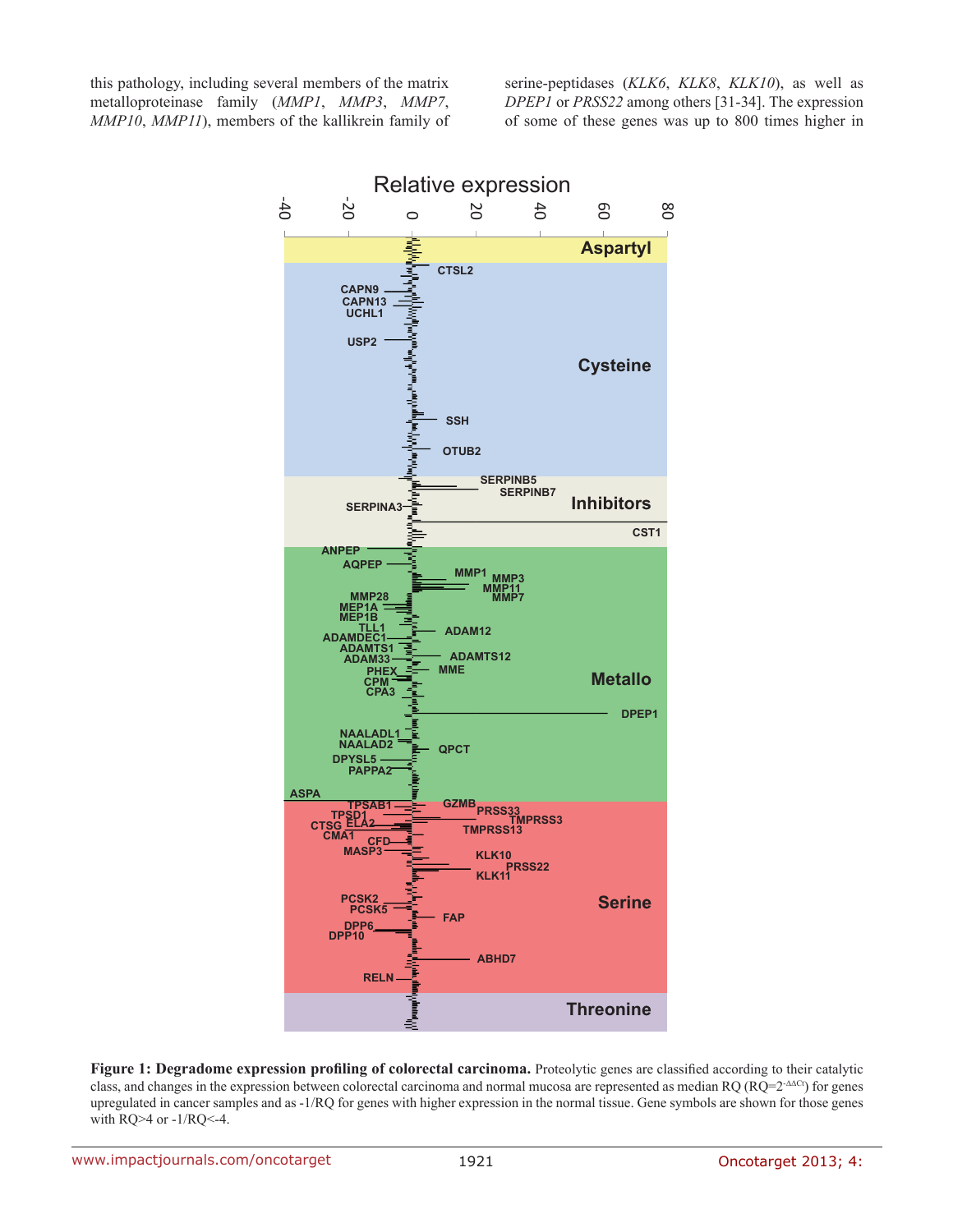this pathology, including several members of the matrix metalloproteinase family (*MMP1*, *MMP3*, *MMP7*, *MMP10*, *MMP11*), members of the kallikrein family of serine-peptidases (*KLK6*, *KLK8*, *KLK10*), as well as *DPEP1* or *PRSS22* among others [31-34]. The expression of some of these genes was up to 800 times higher in

**Figure 1: Degradome expression profiling of colorectal carcinoma.** Proteolytic genes are classified according to their catalytic class, and changes in the expression between colorectal carcinoma and normal mucosa are represented as median RQ (RQ=$2^{-\Delta\Delta Ct}$) for genes upregulated in cancer samples and as -1/RQ for genes with higher expression in the normal tissue. Gene symbols are shown for those genes with RQ>4 or -1/RQ<-4.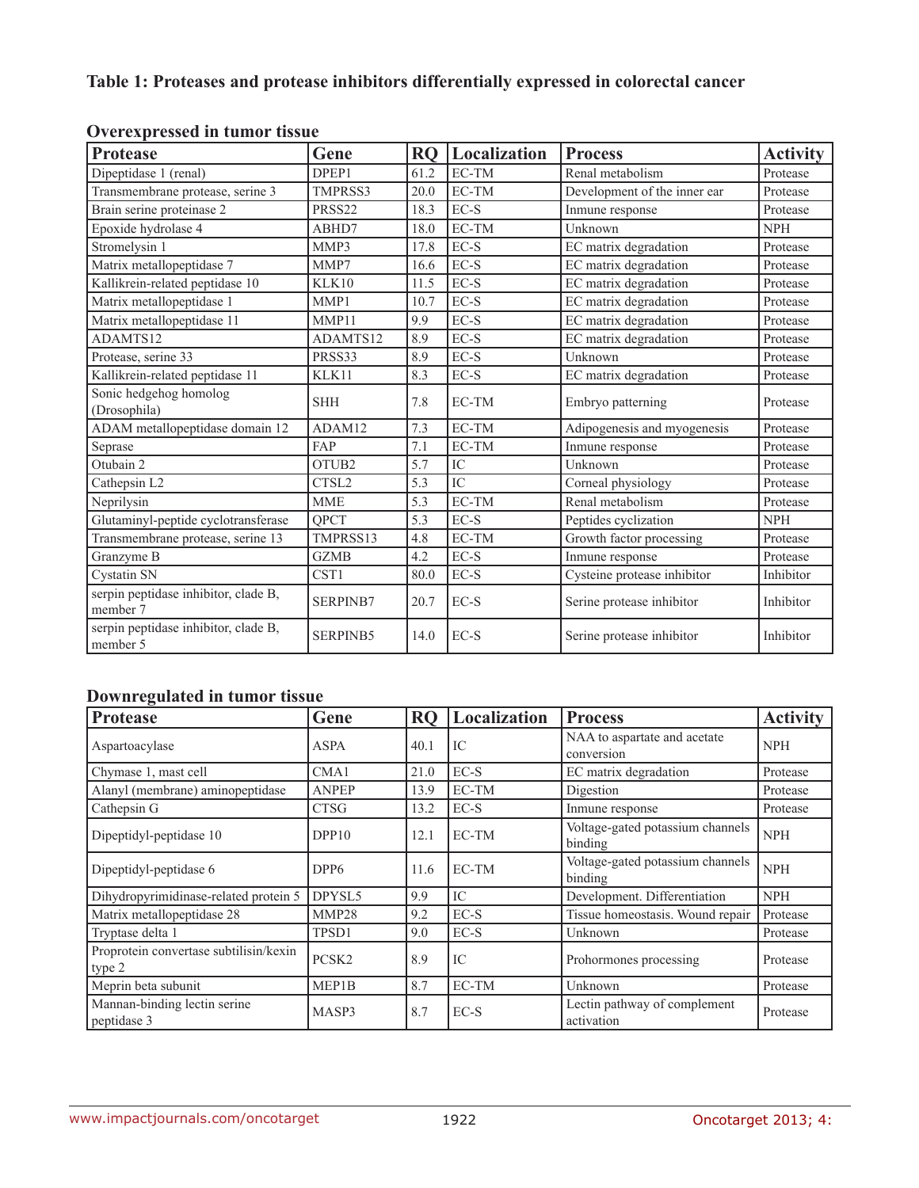**Table 1: Proteases and protease inhibitors differentially expressed in colorectal cancer**

**Overexpressed in tumor tissue**

| Protease | Gene | RQ | Localization | Process | Activity |
|---|---|---|---|---|---|
| Dipeptidase 1 (renal) | DPEP1 | 61.2 | EC-TM | Renal metabolism | Protease |
| Transmembrane protease, serine 3 | TMPRSS3 | 20.0 | EC-TM | Development of the inner ear | Protease |
| Brain serine proteinase 2 | PRSS22 | 18.3 | EC-S | Inmune response | Protease |
| Epoxide hydrolase 4 | ABHD7 | 18.0 | EC-TM | Unknown | NPH |
| Stromelysin 1 | MMP3 | 17.8 | EC-S | EC matrix degradation | Protease |
| Matrix metallopeptidase 7 | MMP7 | 16.6 | EC-S | EC matrix degradation | Protease |
| Kallikrein-related peptidase 10 | KLK10 | 11.5 | EC-S | EC matrix degradation | Protease |
| Matrix metallopeptidase 1 | MMP1 | 10.7 | EC-S | EC matrix degradation | Protease |
| Matrix metallopeptidase 11 | MMP11 | 9.9 | EC-S | EC matrix degradation | Protease |
| ADAMTS12 | ADAMTS12 | 8.9 | EC-S | EC matrix degradation | Protease |
| Protease, serine 33 | PRSS33 | 8.9 | EC-S | Unknown | Protease |
| Kallikrein-related peptidase 11 | KLK11 | 8.3 | EC-S | EC matrix degradation | Protease |
| Sonic hedgehog homolog (Drosophila) | SHH | 7.8 | EC-TM | Embryo patterning | Protease |
| ADAM metallopeptidase domain 12 | ADAM12 | 7.3 | EC-TM | Adipogenesis and myogenesis | Protease |
| Seprase | FAP | 7.1 | EC-TM | Inmune response | Protease |
| Otubain 2 | OTUB2 | 5.7 | IC | Unknown | Protease |
| Cathepsin L2 | CTSL2 | 5.3 | IC | Corneal physiology | Protease |
| Neprilysin | MME | 5.3 | EC-TM | Renal metabolism | Protease |
| Glutaminyl-peptide cyclotransferase | QPCT | 5.3 | EC-S | Peptides cyclization | NPH |
| Transmembrane protease, serine 13 | TMPRSS13 | 4.8 | EC-TM | Growth factor processing | Protease |
| Granzyme B | GZMB | 4.2 | EC-S | Inmune response | Protease |
| Cystatin SN | CST1 | 80.0 | EC-S | Cysteine protease inhibitor | Inhibitor |
| serpin peptidase inhibitor, clade B, member 7 | SERPINB7 | 20.7 | EC-S | Serine protease inhibitor | Inhibitor |
| serpin peptidase inhibitor, clade B, member 5 | SERPINB5 | 14.0 | EC-S | Serine protease inhibitor | Inhibitor |

**Downregulated in tumor tissue**

| Protease | Gene | RQ | Localization | Process | Activity |
|---|---|---|---|---|---|
| Aspartoacylase | ASPA | 40.1 | IC | NAA to aspartate and acetate conversion | NPH |
| Chymase 1, mast cell | CMA1 | 21.0 | EC-S | EC matrix degradation | Protease |
| Alanyl (membrane) aminopeptidase | ANPEP | 13.9 | EC-TM | Digestion | Protease |
| Cathepsin G | CTSG | 13.2 | EC-S | Inmune response | Protease |
| Dipeptidyl-peptidase 10 | DPP10 | 12.1 | EC-TM | Voltage-gated potassium channels binding | NPH |
| Dipeptidyl-peptidase 6 | DPP6 | 11.6 | EC-TM | Voltage-gated potassium channels binding | NPH |
| Dihydropyrimidinase-related protein 5 | DPYSL5 | 9.9 | IC | Development. Differentiation | NPH |
| Matrix metallopeptidase 28 | MMP28 | 9.2 | EC-S | Tissue homeostasis. Wound repair | Protease |
| Tryptase delta 1 | TPSD1 | 9.0 | EC-S | Unknown | Protease |
| Proprotein convertase subtilisin/kexin type 2 | PCSK2 | 8.9 | IC | Prohormones processing | Protease |
| Meprin beta subunit | MEP1B | 8.7 | EC-TM | Unknown | Protease |
| Mannan-binding lectin serine peptidase 3 | MASP3 | 8.7 | EC-S | Lectin pathway of complement activation | Protease |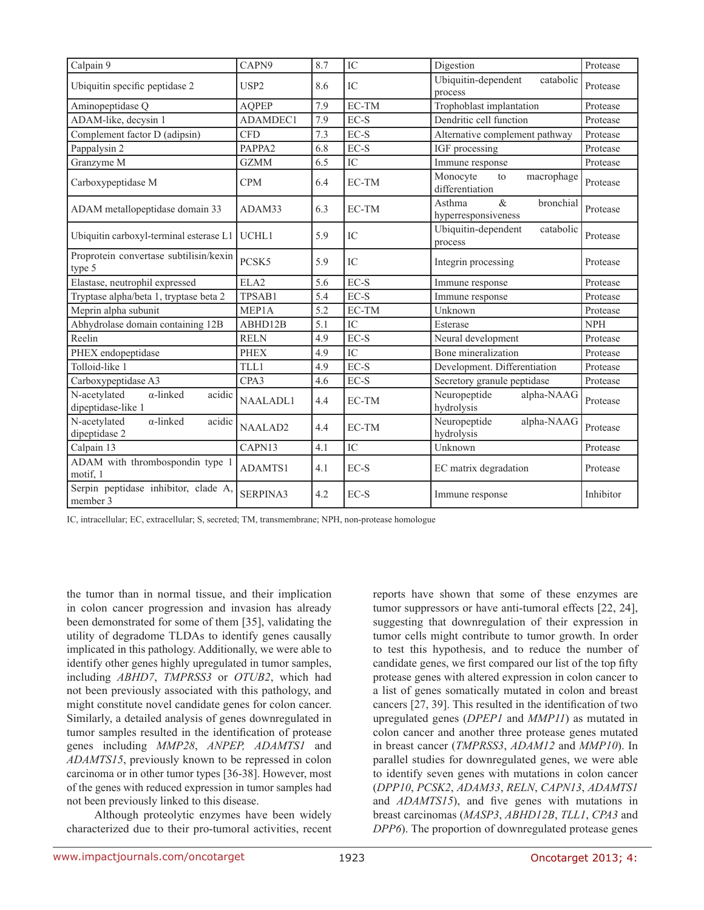| Calpain 9 | CAPN9 | 8.7 | IC | Digestion | Protease |
|---|---|---|---|---|---|
| Ubiquitin specific peptidase 2 | USP2 | 8.6 | IC | Ubiquitin-dependent catabolic process | Protease |
| Aminopeptidase Q | AQPEP | 7.9 | EC-TM | Trophoblast implantation | Protease |
| ADAM-like, decysin 1 | ADAMDEC1 | 7.9 | EC-S | Dendritic cell function | Protease |
| Complement factor D (adipsin) | CFD | 7.3 | EC-S | Alternative complement pathway | Protease |
| Pappalysin 2 | PAPPA2 | 6.8 | EC-S | IGF processing | Protease |
| Granzyme M | GZMM | 6.5 | IC | Immune response | Protease |
| Carboxypeptidase M | CPM | 6.4 | EC-TM | Monocyte to macrophage differentiation | Protease |
| ADAM metallopeptidase domain 33 | ADAM33 | 6.3 | EC-TM | Asthma & bronchial hyperresponsiveness | Protease |
| Ubiquitin carboxyl-terminal esterase L1 | UCHL1 | 5.9 | IC | Ubiquitin-dependent catabolic process | Protease |
| Proprotein convertase subtilisin/kexin type 5 | PCSK5 | 5.9 | IC | Integrin processing | Protease |
| Elastase, neutrophil expressed | ELA2 | 5.6 | EC-S | Immune response | Protease |
| Tryptase alpha/beta 1, tryptase beta 2 | TPSAB1 | 5.4 | EC-S | Immune response | Protease |
| Meprin alpha subunit | MEP1A | 5.2 | EC-TM | Unknown | Protease |
| Abhydrolase domain containing 12B | ABHD12B | 5.1 | IC | Esterase | NPH |
| Reelin | RELN | 4.9 | EC-S | Neural development | Protease |
| PHEX endopeptidase | PHEX | 4.9 | IC | Bone mineralization | Protease |
| Tolloid-like 1 | TLL1 | 4.9 | EC-S | Development. Differentiation | Protease |
| Carboxypeptidase A3 | CPA3 | 4.6 | EC-S | Secretory granule peptidase | Protease |
| N-acetylated α-linked acidic dipeptidase-like 1 | NAALADL1 | 4.4 | EC-TM | Neuropeptide alpha-NAAG hydrolysis | Protease |
| N-acetylated α-linked acidic dipeptidase 2 | NAALAD2 | 4.4 | EC-TM | Neuropeptide alpha-NAAG hydrolysis | Protease |
| Calpain 13 | CAPN13 | 4.1 | IC | Unknown | Protease |
| ADAM with thrombospondin type 1 motif, 1 | ADAMTS1 | 4.1 | EC-S | EC matrix degradation | Protease |
| Serpin peptidase inhibitor, clade A, member 3 | SERPINA3 | 4.2 | EC-S | Immune response | Inhibitor |

IC, intracellular; EC, extracellular; S, secreted; TM, transmembrane; NPH, non-protease homologue

the tumor than in normal tissue, and their implication in colon cancer progression and invasion has already been demonstrated for some of them [35], validating the utility of degradome TLDAs to identify genes causally implicated in this pathology. Additionally, we were able to identify other genes highly upregulated in tumor samples, including *ABHD7*, *TMPRSS3* or *OTUB2*, which had not been previously associated with this pathology, and might constitute novel candidate genes for colon cancer. Similarly, a detailed analysis of genes downregulated in tumor samples resulted in the identification of protease genes including *MMP28*, *ANPEP, ADAMTS1* and *ADAMTS15*, previously known to be repressed in colon carcinoma or in other tumor types [36-38]. However, most of the genes with reduced expression in tumor samples had not been previously linked to this disease.

Although proteolytic enzymes have been widely characterized due to their pro-tumoral activities, recent reports have shown that some of these enzymes are tumor suppressors or have anti-tumoral effects [22, 24], suggesting that downregulation of their expression in tumor cells might contribute to tumor growth. In order to test this hypothesis, and to reduce the number of candidate genes, we first compared our list of the top fifty protease genes with altered expression in colon cancer to a list of genes somatically mutated in colon and breast cancers [27, 39]. This resulted in the identification of two upregulated genes (*DPEP1* and *MMP11*) as mutated in colon cancer and another three protease genes mutated in breast cancer (*TMPRSS3*, *ADAM12* and *MMP10*). In parallel studies for downregulated genes, we were able to identify seven genes with mutations in colon cancer (*DPP10*, *PCSK2*, *ADAM33*, *RELN*, *CAPN13*, *ADAMTS1* and *ADAMTS15*), and five genes with mutations in breast carcinomas (*MASP3*, *ABHD12B*, *TLL1*, *CPA3* and *DPP6*). The proportion of downregulated protease genes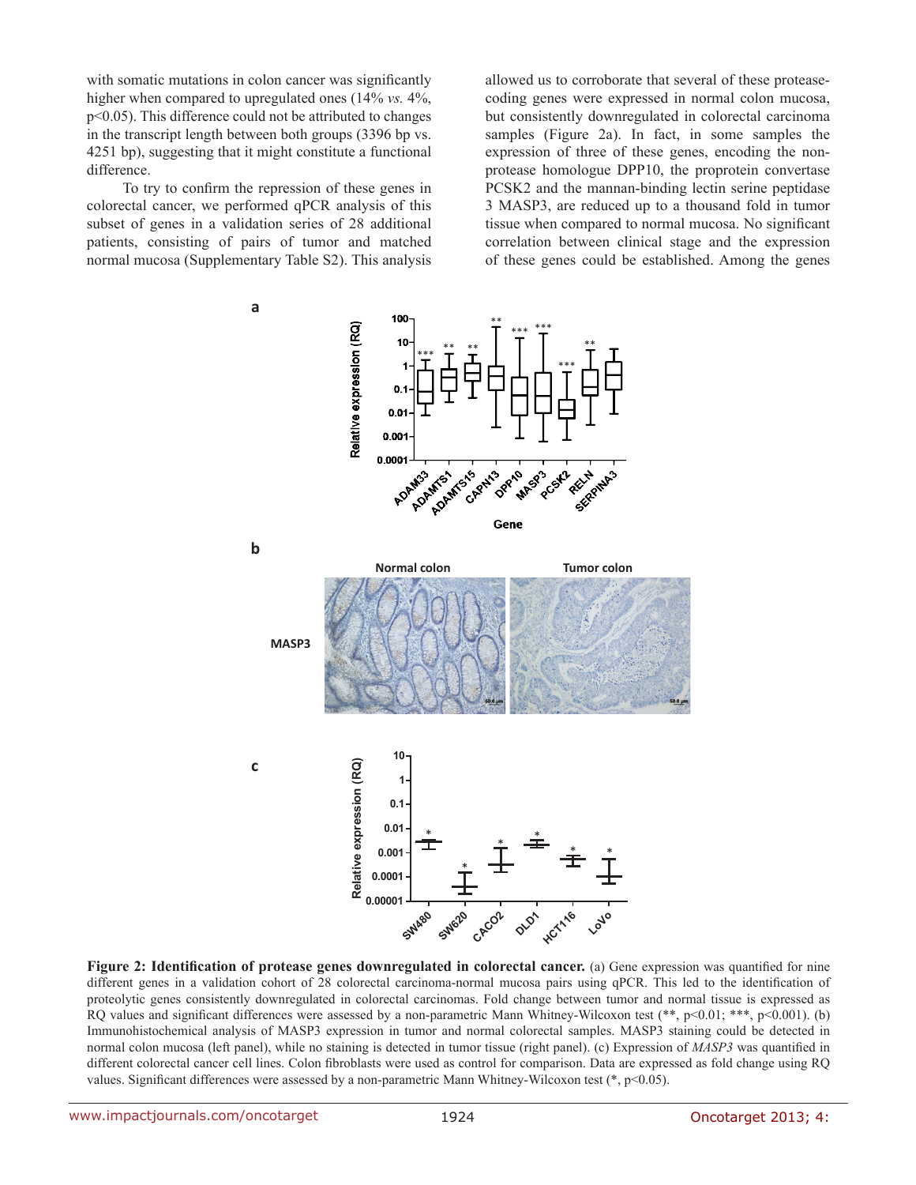with somatic mutations in colon cancer was significantly higher when compared to upregulated ones (14% *vs.* 4%, $p<0.05$). This difference could not be attributed to changes in the transcript length between both groups (3396 bp vs. 4251 bp), suggesting that it might constitute a functional difference.

To try to confirm the repression of these genes in colorectal cancer, we performed qPCR analysis of this subset of genes in a validation series of 28 additional patients, consisting of pairs of tumor and matched normal mucosa (Supplementary Table S2). This analysis allowed us to corroborate that several of these protease-coding genes were expressed in normal colon mucosa, but consistently downregulated in colorectal carcinoma samples (Figure 2a). In fact, in some samples the expression of three of these genes, encoding the non-protease homologue DPP10, the proprotein convertase PCSK2 and the mannan-binding lectin serine peptidase 3 MASP3, are reduced up to a thousand fold in tumor tissue when compared to normal mucosa. No significant correlation between clinical stage and the expression of these genes could be established. Among the genes

**Figure 2: Identification of protease genes downregulated in colorectal cancer.** (a) Gene expression was quantified for nine different genes in a validation cohort of 28 colorectal carcinoma-normal mucosa pairs using qPCR. This led to the identification of proteolytic genes consistently downregulated in colorectal carcinomas. Fold change between tumor and normal tissue is expressed as RQ values and significant differences were assessed by a non-parametric Mann Whitney-Wilcoxon test (**, $p<0.01$; ***, $p<0.001$). (b) Immunohistochemical analysis of MASP3 expression in tumor and normal colorectal samples. MASP3 staining could be detected in normal colon mucosa (left panel), while no staining is detected in tumor tissue (right panel). (c) Expression of *MASP3* was quantified in different colorectal cancer cell lines. Colon fibroblasts were used as control for comparison. Data are expressed as fold change using RQ values. Significant differences were assessed by a non-parametric Mann Whitney-Wilcoxon test (*, $p<0.05$).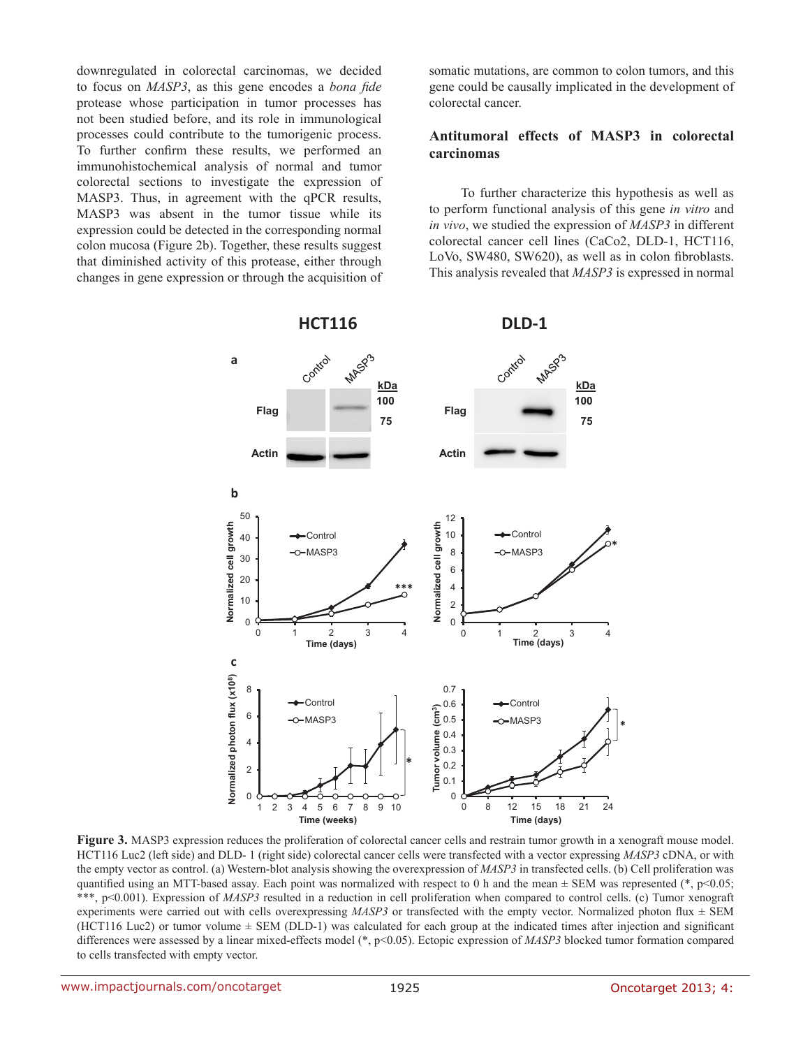downregulated in colorectal carcinomas, we decided to focus on *MASP3*, as this gene encodes a *bona fide* protease whose participation in tumor processes has not been studied before, and its role in immunological processes could contribute to the tumorigenic process. To further confirm these results, we performed an immunohistochemical analysis of normal and tumor colorectal sections to investigate the expression of MASP3. Thus, in agreement with the qPCR results, MASP3 was absent in the tumor tissue while its expression could be detected in the corresponding normal colon mucosa (Figure 2b). Together, these results suggest that diminished activity of this protease, either through changes in gene expression or through the acquisition of somatic mutations, are common to colon tumors, and this gene could be causally implicated in the development of colorectal cancer.

## Antitumoral effects of MASP3 in colorectal carcinomas

To further characterize this hypothesis as well as to perform functional analysis of this gene *in vitro* and *in vivo*, we studied the expression of *MASP3* in different colorectal cancer cell lines (CaCo2, DLD-1, HCT116, LoVo, SW480, SW620), as well as in colon fibroblasts. This analysis revealed that *MASP3* is expressed in normal

**Figure 3.** MASP3 expression reduces the proliferation of colorectal cancer cells and restrain tumor growth in a xenograft mouse model. HCT116 Luc2 (left side) and DLD- 1 (right side) colorectal cancer cells were transfected with a vector expressing *MASP3* cDNA, or with the empty vector as control. (a) Western-blot analysis showing the overexpression of *MASP3* in transfected cells. (b) Cell proliferation was quantified using an MTT-based assay. Each point was normalized with respect to 0 h and the mean ± SEM was represented (*, p<0.05; ***, p<0.001). Expression of *MASP3* resulted in a reduction in cell proliferation when compared to control cells. (c) Tumor xenograft experiments were carried out with cells overexpressing *MASP3* or transfected with the empty vector. Normalized photon flux ± SEM (HCT116 Luc2) or tumor volume ± SEM (DLD-1) was calculated for each group at the indicated times after injection and significant differences were assessed by a linear mixed-effects model (*, p<0.05). Ectopic expression of *MASP3* blocked tumor formation compared to cells transfected with empty vector.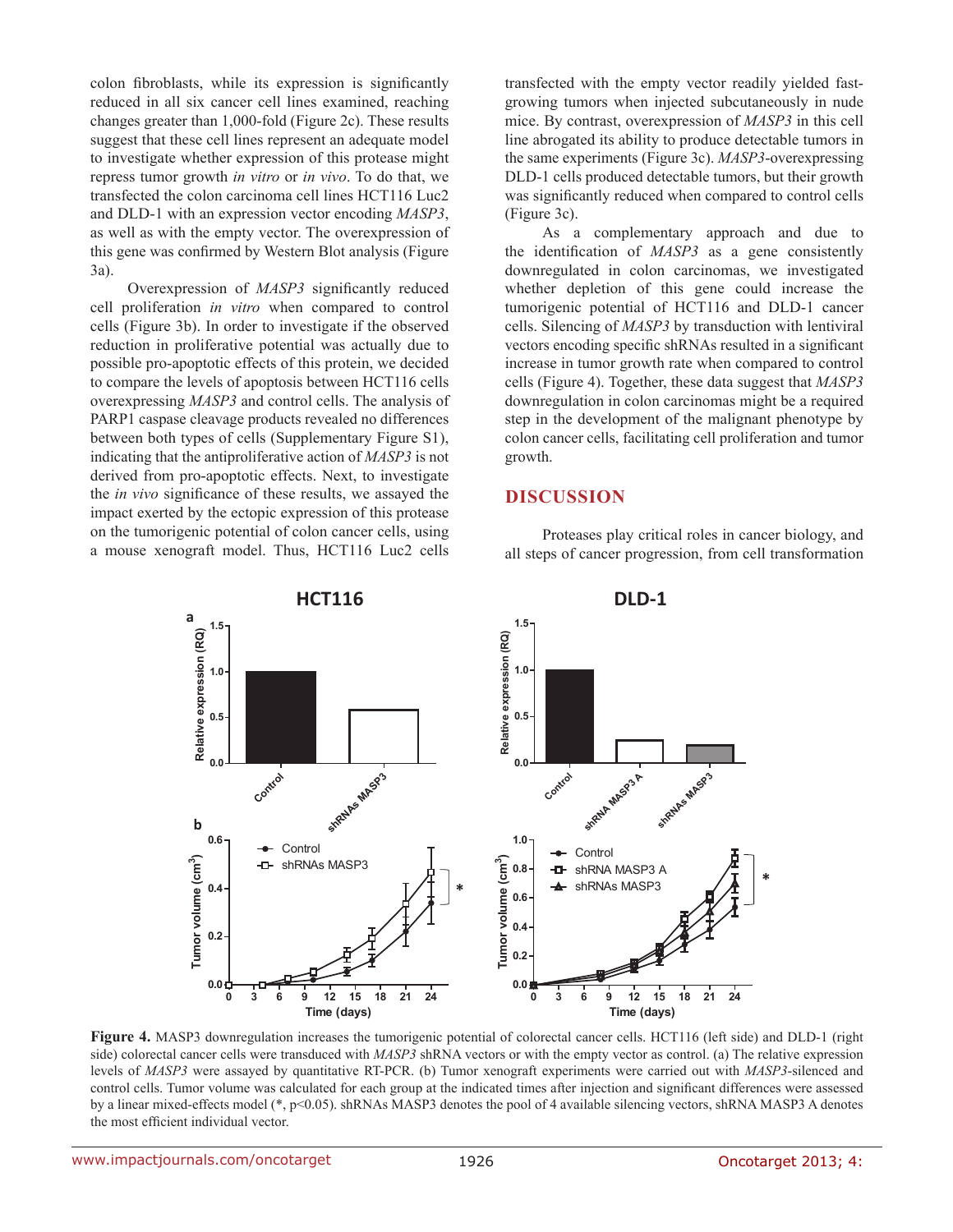colon fibroblasts, while its expression is significantly reduced in all six cancer cell lines examined, reaching changes greater than 1,000-fold (Figure 2c). These results suggest that these cell lines represent an adequate model to investigate whether expression of this protease might repress tumor growth *in vitro* or *in vivo*. To do that, we transfected the colon carcinoma cell lines HCT116 Luc2 and DLD-1 with an expression vector encoding *MASP3*, as well as with the empty vector. The overexpression of this gene was confirmed by Western Blot analysis (Figure 3a).

Overexpression of *MASP3* significantly reduced cell proliferation *in vitro* when compared to control cells (Figure 3b). In order to investigate if the observed reduction in proliferative potential was actually due to possible pro-apoptotic effects of this protein, we decided to compare the levels of apoptosis between HCT116 cells overexpressing *MASP3* and control cells. The analysis of PARP1 caspase cleavage products revealed no differences between both types of cells (Supplementary Figure S1), indicating that the antiproliferative action of *MASP3* is not derived from pro-apoptotic effects. Next, to investigate the *in vivo* significance of these results, we assayed the impact exerted by the ectopic expression of this protease on the tumorigenic potential of colon cancer cells, using a mouse xenograft model. Thus, HCT116 Luc2 cells transfected with the empty vector readily yielded fast-growing tumors when injected subcutaneously in nude mice. By contrast, overexpression of *MASP3* in this cell line abrogated its ability to produce detectable tumors in the same experiments (Figure 3c). *MASP3*-overexpressing DLD-1 cells produced detectable tumors, but their growth was significantly reduced when compared to control cells (Figure 3c).

As a complementary approach and due to the identification of *MASP3* as a gene consistently downregulated in colon carcinomas, we investigated whether depletion of this gene could increase the tumorigenic potential of HCT116 and DLD-1 cancer cells. Silencing of *MASP3* by transduction with lentiviral vectors encoding specific shRNAs resulted in a significant increase in tumor growth rate when compared to control cells (Figure 4). Together, these data suggest that *MASP3* downregulation in colon carcinomas might be a required step in the development of the malignant phenotype by colon cancer cells, facilitating cell proliferation and tumor growth.

## DISCUSSION

Proteases play critical roles in cancer biology, and all steps of cancer progression, from cell transformation

**Figure 4.** MASP3 downregulation increases the tumorigenic potential of colorectal cancer cells. HCT116 (left side) and DLD-1 (right side) colorectal cancer cells were transduced with *MASP3* shRNA vectors or with the empty vector as control. (a) The relative expression levels of *MASP3* were assayed by quantitative RT-PCR. (b) Tumor xenograft experiments were carried out with *MASP3*-silenced and control cells. Tumor volume was calculated for each group at the indicated times after injection and significant differences were assessed by a linear mixed-effects model (*, $p<0.05$). shRNAs MASP3 denotes the pool of 4 available silencing vectors, shRNA MASP3 A denotes the most efficient individual vector.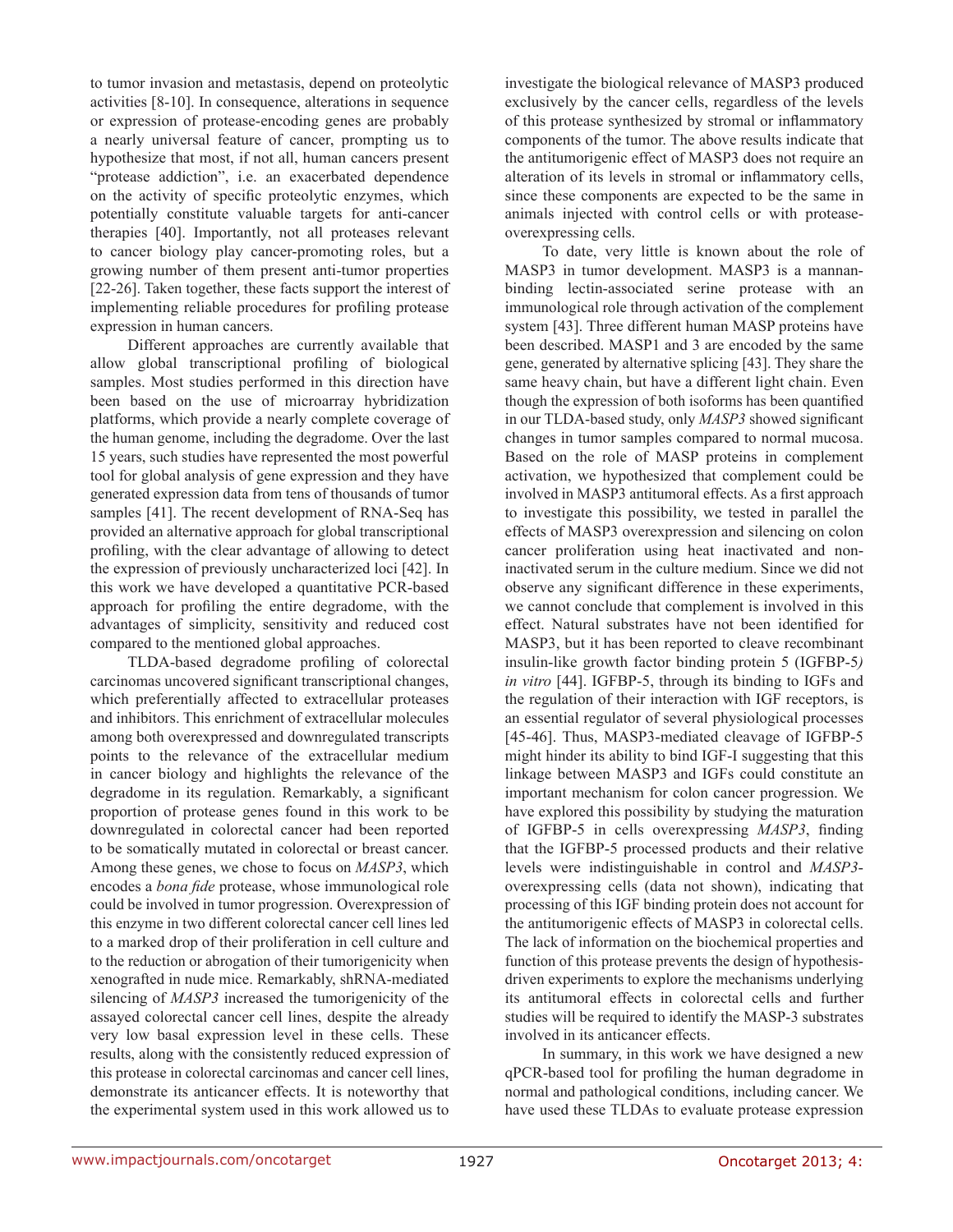to tumor invasion and metastasis, depend on proteolytic activities [8-10]. In consequence, alterations in sequence or expression of protease-encoding genes are probably a nearly universal feature of cancer, prompting us to hypothesize that most, if not all, human cancers present "protease addiction", i.e. an exacerbated dependence on the activity of specific proteolytic enzymes, which potentially constitute valuable targets for anti-cancer therapies [40]. Importantly, not all proteases relevant to cancer biology play cancer-promoting roles, but a growing number of them present anti-tumor properties [22-26]. Taken together, these facts support the interest of implementing reliable procedures for profiling protease expression in human cancers.

Different approaches are currently available that allow global transcriptional profiling of biological samples. Most studies performed in this direction have been based on the use of microarray hybridization platforms, which provide a nearly complete coverage of the human genome, including the degradome. Over the last 15 years, such studies have represented the most powerful tool for global analysis of gene expression and they have generated expression data from tens of thousands of tumor samples [41]. The recent development of RNA-Seq has provided an alternative approach for global transcriptional profiling, with the clear advantage of allowing to detect the expression of previously uncharacterized loci [42]. In this work we have developed a quantitative PCR-based approach for profiling the entire degradome, with the advantages of simplicity, sensitivity and reduced cost compared to the mentioned global approaches.

TLDA-based degradome profiling of colorectal carcinomas uncovered significant transcriptional changes, which preferentially affected to extracellular proteases and inhibitors. This enrichment of extracellular molecules among both overexpressed and downregulated transcripts points to the relevance of the extracellular medium in cancer biology and highlights the relevance of the degradome in its regulation. Remarkably, a significant proportion of protease genes found in this work to be downregulated in colorectal cancer had been reported to be somatically mutated in colorectal or breast cancer. Among these genes, we chose to focus on *MASP3*, which encodes a *bona fide* protease, whose immunological role could be involved in tumor progression. Overexpression of this enzyme in two different colorectal cancer cell lines led to a marked drop of their proliferation in cell culture and to the reduction or abrogation of their tumorigenicity when xenografted in nude mice. Remarkably, shRNA-mediated silencing of *MASP3* increased the tumorigenicity of the assayed colorectal cancer cell lines, despite the already very low basal expression level in these cells. These results, along with the consistently reduced expression of this protease in colorectal carcinomas and cancer cell lines, demonstrate its anticancer effects. It is noteworthy that the experimental system used in this work allowed us to investigate the biological relevance of MASP3 produced exclusively by the cancer cells, regardless of the levels of this protease synthesized by stromal or inflammatory components of the tumor. The above results indicate that the antitumorigenic effect of MASP3 does not require an alteration of its levels in stromal or inflammatory cells, since these components are expected to be the same in animals injected with control cells or with protease-overexpressing cells.

To date, very little is known about the role of MASP3 in tumor development. MASP3 is a mannan-binding lectin-associated serine protease with an immunological role through activation of the complement system [43]. Three different human MASP proteins have been described. MASP1 and 3 are encoded by the same gene, generated by alternative splicing [43]. They share the same heavy chain, but have a different light chain. Even though the expression of both isoforms has been quantified in our TLDA-based study, only *MASP3* showed significant changes in tumor samples compared to normal mucosa. Based on the role of MASP proteins in complement activation, we hypothesized that complement could be involved in MASP3 antitumoral effects. As a first approach to investigate this possibility, we tested in parallel the effects of MASP3 overexpression and silencing on colon cancer proliferation using heat inactivated and non-inactivated serum in the culture medium. Since we did not observe any significant difference in these experiments, we cannot conclude that complement is involved in this effect. Natural substrates have not been identified for MASP3, but it has been reported to cleave recombinant insulin-like growth factor binding protein 5 (IGFBP-5*) in vitro* [44]. IGFBP-5, through its binding to IGFs and the regulation of their interaction with IGF receptors, is an essential regulator of several physiological processes [45-46]. Thus, MASP3-mediated cleavage of IGFBP-5 might hinder its ability to bind IGF-I suggesting that this linkage between MASP3 and IGFs could constitute an important mechanism for colon cancer progression. We have explored this possibility by studying the maturation of IGFBP-5 in cells overexpressing *MASP3*, finding that the IGFBP-5 processed products and their relative levels were indistinguishable in control and *MASP3*-overexpressing cells (data not shown), indicating that processing of this IGF binding protein does not account for the antitumorigenic effects of MASP3 in colorectal cells. The lack of information on the biochemical properties and function of this protease prevents the design of hypothesis-driven experiments to explore the mechanisms underlying its antitumoral effects in colorectal cells and further studies will be required to identify the MASP-3 substrates involved in its anticancer effects.

In summary, in this work we have designed a new qPCR-based tool for profiling the human degradome in normal and pathological conditions, including cancer. We have used these TLDAs to evaluate protease expression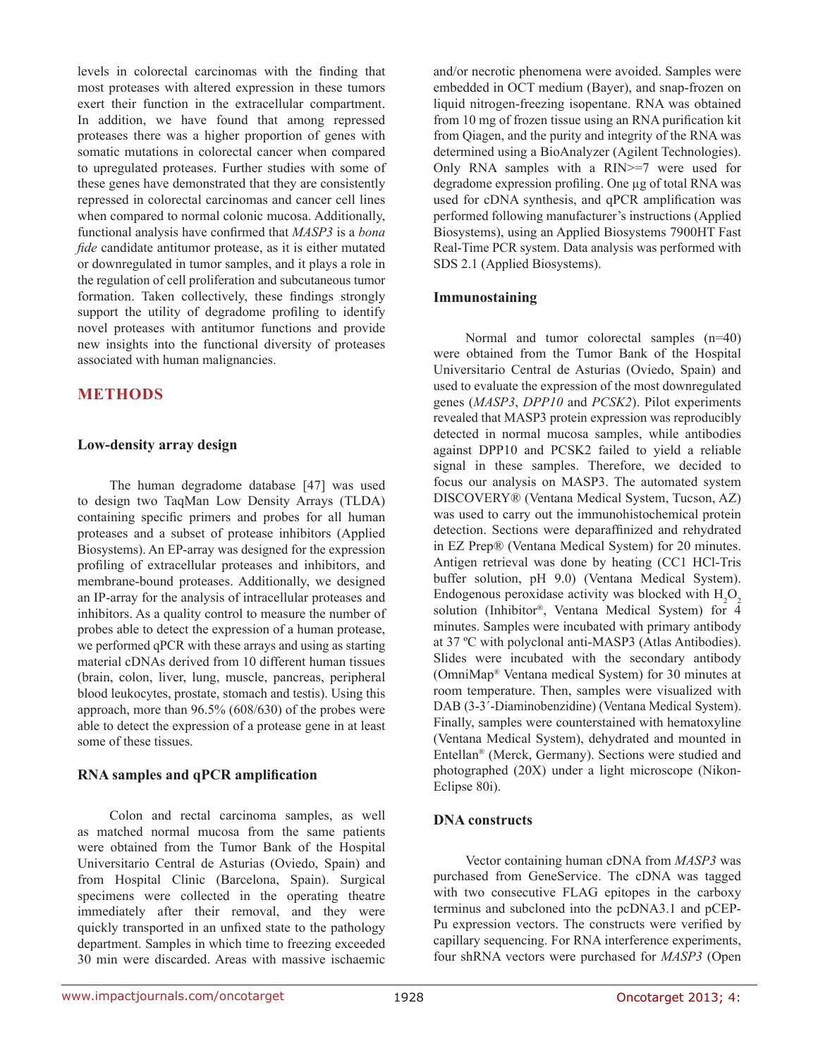levels in colorectal carcinomas with the finding that most proteases with altered expression in these tumors exert their function in the extracellular compartment. In addition, we have found that among repressed proteases there was a higher proportion of genes with somatic mutations in colorectal cancer when compared to upregulated proteases. Further studies with some of these genes have demonstrated that they are consistently repressed in colorectal carcinomas and cancer cell lines when compared to normal colonic mucosa. Additionally, functional analysis have confirmed that *MASP3* is a *bona fide* candidate antitumor protease, as it is either mutated or downregulated in tumor samples, and it plays a role in the regulation of cell proliferation and subcutaneous tumor formation. Taken collectively, these findings strongly support the utility of degradome profiling to identify novel proteases with antitumor functions and provide new insights into the functional diversity of proteases associated with human malignancies.

## METHODS

### Low-density array design

The human degradome database [47] was used to design two TaqMan Low Density Arrays (TLDA) containing specific primers and probes for all human proteases and a subset of protease inhibitors (Applied Biosystems). An EP-array was designed for the expression profiling of extracellular proteases and inhibitors, and membrane-bound proteases. Additionally, we designed an IP-array for the analysis of intracellular proteases and inhibitors. As a quality control to measure the number of probes able to detect the expression of a human protease, we performed qPCR with these arrays and using as starting material cDNAs derived from 10 different human tissues (brain, colon, liver, lung, muscle, pancreas, peripheral blood leukocytes, prostate, stomach and testis). Using this approach, more than 96.5% (608/630) of the probes were able to detect the expression of a protease gene in at least some of these tissues.

### RNA samples and qPCR amplification

Colon and rectal carcinoma samples, as well as matched normal mucosa from the same patients were obtained from the Tumor Bank of the Hospital Universitario Central de Asturias (Oviedo, Spain) and from Hospital Clinic (Barcelona, Spain). Surgical specimens were collected in the operating theatre immediately after their removal, and they were quickly transported in an unfixed state to the pathology department. Samples in which time to freezing exceeded 30 min were discarded. Areas with massive ischaemic and/or necrotic phenomena were avoided. Samples were embedded in OCT medium (Bayer), and snap-frozen on liquid nitrogen-freezing isopentane. RNA was obtained from 10 mg of frozen tissue using an RNA purification kit from Qiagen, and the purity and integrity of the RNA was determined using a BioAnalyzer (Agilent Technologies). Only RNA samples with a RIN>=7 were used for degradome expression profiling. One µg of total RNA was used for cDNA synthesis, and qPCR amplification was performed following manufacturer's instructions (Applied Biosystems), using an Applied Biosystems 7900HT Fast Real-Time PCR system. Data analysis was performed with SDS 2.1 (Applied Biosystems).

### Immunostaining

Normal and tumor colorectal samples (n=40) were obtained from the Tumor Bank of the Hospital Universitario Central de Asturias (Oviedo, Spain) and used to evaluate the expression of the most downregulated genes (*MASP3*, *DPP10* and *PCSK2*). Pilot experiments revealed that MASP3 protein expression was reproducibly detected in normal mucosa samples, while antibodies against DPP10 and PCSK2 failed to yield a reliable signal in these samples. Therefore, we decided to focus our analysis on MASP3. The automated system DISCOVERY® (Ventana Medical System, Tucson, AZ) was used to carry out the immunohistochemical protein detection. Sections were deparaffinized and rehydrated in EZ Prep® (Ventana Medical System) for 20 minutes. Antigen retrieval was done by heating (CC1 HCl-Tris buffer solution, pH 9.0) (Ventana Medical System). Endogenous peroxidase activity was blocked with $H_2O_2$ solution (Inhibitor®, Ventana Medical System) for 4 minutes. Samples were incubated with primary antibody at 37 ºC with polyclonal anti-MASP3 (Atlas Antibodies). Slides were incubated with the secondary antibody (OmniMap® Ventana medical System) for 30 minutes at room temperature. Then, samples were visualized with DAB (3-3´-Diaminobenzidine) (Ventana Medical System). Finally, samples were counterstained with hematoxyline (Ventana Medical System), dehydrated and mounted in Entellan® (Merck, Germany). Sections were studied and photographed (20X) under a light microscope (Nikon-Eclipse 80i).

### DNA constructs

Vector containing human cDNA from *MASP3* was purchased from GeneService. The cDNA was tagged with two consecutive FLAG epitopes in the carboxy terminus and subcloned into the pcDNA3.1 and pCEP-Pu expression vectors. The constructs were verified by capillary sequencing. For RNA interference experiments, four shRNA vectors were purchased for *MASP3* (Open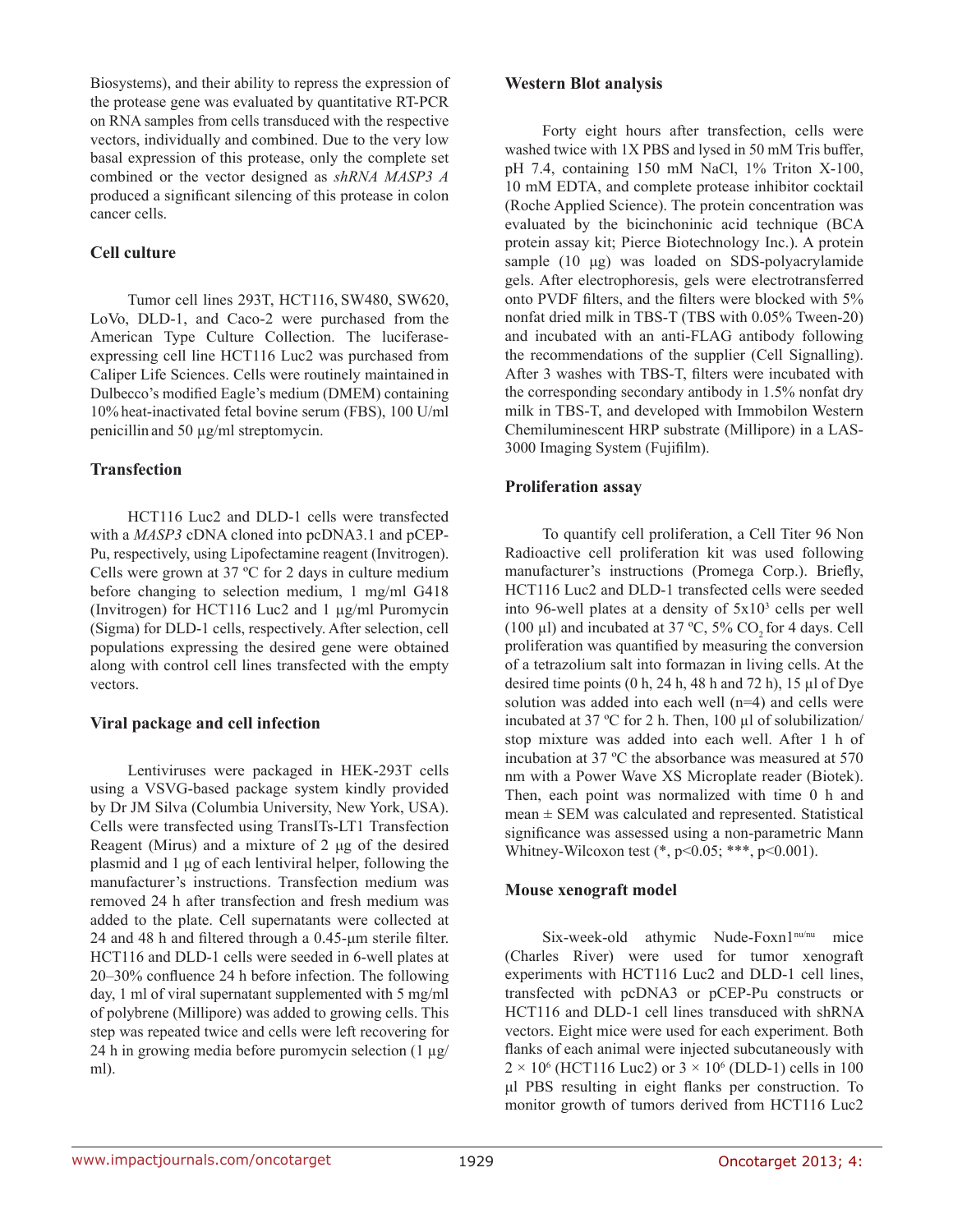Biosystems), and their ability to repress the expression of the protease gene was evaluated by quantitative RT-PCR on RNA samples from cells transduced with the respective vectors, individually and combined. Due to the very low basal expression of this protease, only the complete set combined or the vector designed as *shRNA MASP3 A* produced a significant silencing of this protease in colon cancer cells.

## Cell culture

Tumor cell lines 293T, HCT116, SW480, SW620, LoVo, DLD-1, and Caco-2 were purchased from the American Type Culture Collection. The luciferase-expressing cell line HCT116 Luc2 was purchased from Caliper Life Sciences. Cells were routinely maintained in Dulbecco's modified Eagle's medium (DMEM) containing 10% heat-inactivated fetal bovine serum (FBS), 100 U/ml penicillin and 50 µg/ml streptomycin.

## Transfection

HCT116 Luc2 and DLD-1 cells were transfected with a *MASP3* cDNA cloned into pcDNA3.1 and pCEP-Pu, respectively, using Lipofectamine reagent (Invitrogen). Cells were grown at 37 ºC for 2 days in culture medium before changing to selection medium, 1 mg/ml G418 (Invitrogen) for HCT116 Luc2 and 1 µg/ml Puromycin (Sigma) for DLD-1 cells, respectively. After selection, cell populations expressing the desired gene were obtained along with control cell lines transfected with the empty vectors.

## Viral package and cell infection

Lentiviruses were packaged in HEK-293T cells using a VSVG-based package system kindly provided by Dr JM Silva (Columbia University, New York, USA). Cells were transfected using TransITs-LT1 Transfection Reagent (Mirus) and a mixture of 2 µg of the desired plasmid and 1 µg of each lentiviral helper, following the manufacturer's instructions. Transfection medium was removed 24 h after transfection and fresh medium was added to the plate. Cell supernatants were collected at 24 and 48 h and filtered through a 0.45-µm sterile filter. HCT116 and DLD-1 cells were seeded in 6-well plates at 20–30% confluence 24 h before infection. The following day, 1 ml of viral supernatant supplemented with 5 mg/ml of polybrene (Millipore) was added to growing cells. This step was repeated twice and cells were left recovering for 24 h in growing media before puromycin selection (1 µg/ml).

## Western Blot analysis

Forty eight hours after transfection, cells were washed twice with 1X PBS and lysed in 50 mM Tris buffer, pH 7.4, containing 150 mM NaCl, 1% Triton X-100, 10 mM EDTA, and complete protease inhibitor cocktail (Roche Applied Science). The protein concentration was evaluated by the bicinchoninic acid technique (BCA protein assay kit; Pierce Biotechnology Inc.). A protein sample (10 µg) was loaded on SDS-polyacrylamide gels. After electrophoresis, gels were electrotransferred onto PVDF filters, and the filters were blocked with 5% nonfat dried milk in TBS-T (TBS with 0.05% Tween-20) and incubated with an anti-FLAG antibody following the recommendations of the supplier (Cell Signalling). After 3 washes with TBS-T, filters were incubated with the corresponding secondary antibody in 1.5% nonfat dry milk in TBS-T, and developed with Immobilon Western Chemiluminescent HRP substrate (Millipore) in a LAS-3000 Imaging System (Fujifilm).

## Proliferation assay

To quantify cell proliferation, a Cell Titer 96 Non Radioactive cell proliferation kit was used following manufacturer's instructions (Promega Corp.). Briefly, HCT116 Luc2 and DLD-1 transfected cells were seeded into 96-well plates at a density of $5x10^3$ cells per well (100 µl) and incubated at 37 ºC, 5% $CO_2$ for 4 days. Cell proliferation was quantified by measuring the conversion of a tetrazolium salt into formazan in living cells. At the desired time points (0 h, 24 h, 48 h and 72 h), 15 µl of Dye solution was added into each well (n=4) and cells were incubated at 37 ºC for 2 h. Then, 100 µl of solubilization/stop mixture was added into each well. After 1 h of incubation at 37 ºC the absorbance was measured at 570 nm with a Power Wave XS Microplate reader (Biotek). Then, each point was normalized with time 0 h and mean ± SEM was calculated and represented. Statistical significance was assessed using a non-parametric Mann Whitney-Wilcoxon test (*, $p<0.05$; ***, $p<0.001$).

## Mouse xenograft model

Six-week-old athymic Nude-Foxn1$^{nu/nu}$ mice (Charles River) were used for tumor xenograft experiments with HCT116 Luc2 and DLD-1 cell lines, transfected with pcDNA3 or pCEP-Pu constructs or HCT116 and DLD-1 cell lines transduced with shRNA vectors. Eight mice were used for each experiment. Both flanks of each animal were injected subcutaneously with $2 \times 10^6$ (HCT116 Luc2) or $3 \times 10^6$ (DLD-1) cells in 100 µl PBS resulting in eight flanks per construction. To monitor growth of tumors derived from HCT116 Luc2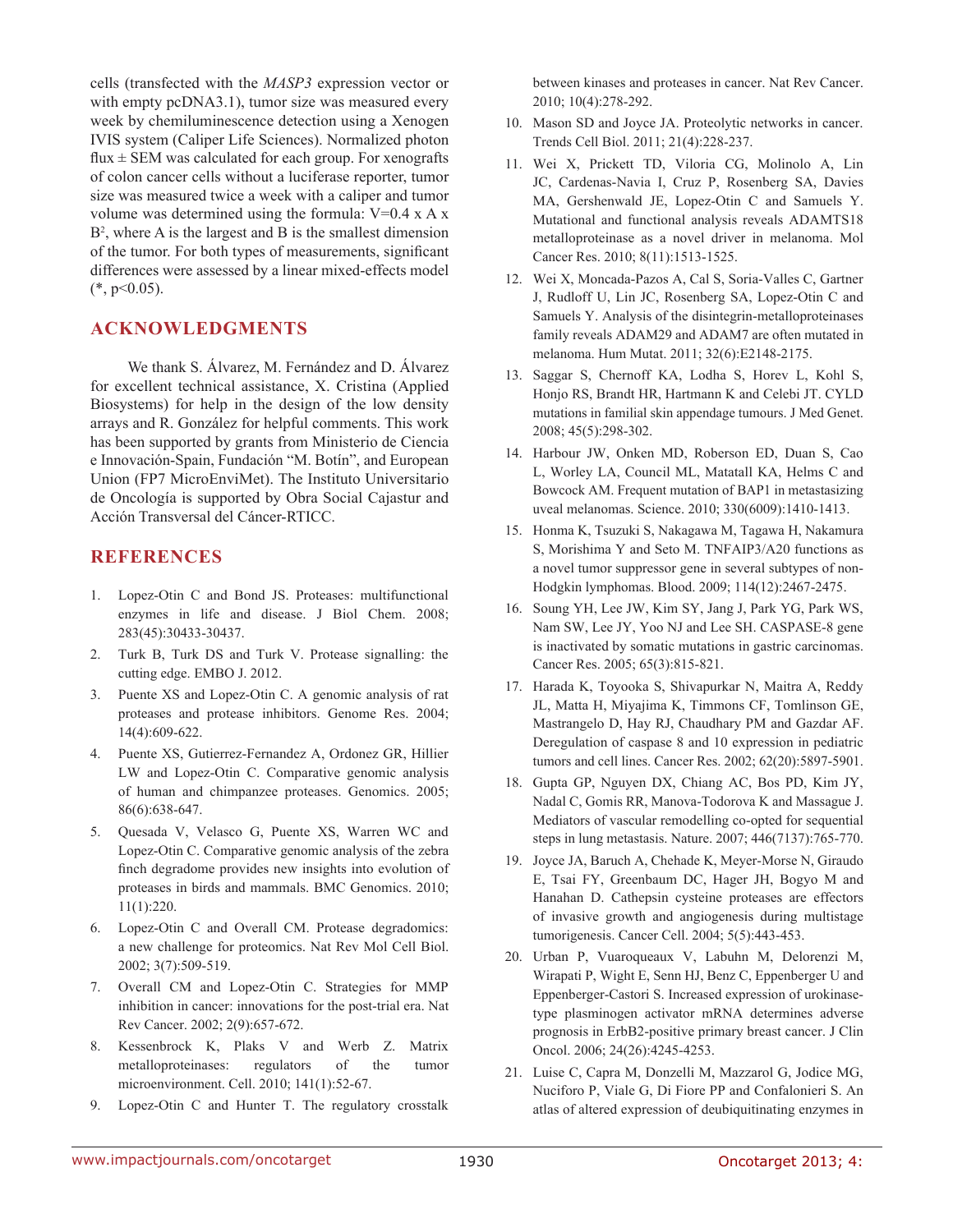cells (transfected with the *MASP3* expression vector or with empty pcDNA3.1), tumor size was measured every week by chemiluminescence detection using a Xenogen IVIS system (Caliper Life Sciences). Normalized photon flux ± SEM was calculated for each group. For xenografts of colon cancer cells without a luciferase reporter, tumor size was measured twice a week with a caliper and tumor volume was determined using the formula: $V=0.4 \times A \times B^2$, where A is the largest and B is the smallest dimension of the tumor. For both types of measurements, significant differences were assessed by a linear mixed-effects model (*, $p<0.05$).

## ACKNOWLEDGMENTS

We thank S. Álvarez, M. Fernández and D. Álvarez for excellent technical assistance, X. Cristina (Applied Biosystems) for help in the design of the low density arrays and R. González for helpful comments. This work has been supported by grants from Ministerio de Ciencia e Innovación-Spain, Fundación "M. Botín", and European Union (FP7 MicroEnviMet). The Instituto Universitario de Oncología is supported by Obra Social Cajastur and Acción Transversal del Cáncer-RTICC.

## REFERENCES

1. Lopez-Otin C and Bond JS. Proteases: multifunctional enzymes in life and disease. J Biol Chem. 2008; 283(45):30433-30437.
2. Turk B, Turk DS and Turk V. Protease signalling: the cutting edge. EMBO J. 2012.
3. Puente XS and Lopez-Otin C. A genomic analysis of rat proteases and protease inhibitors. Genome Res. 2004; 14(4):609-622.
4. Puente XS, Gutierrez-Fernandez A, Ordonez GR, Hillier LW and Lopez-Otin C. Comparative genomic analysis of human and chimpanzee proteases. Genomics. 2005; 86(6):638-647.
5. Quesada V, Velasco G, Puente XS, Warren WC and Lopez-Otin C. Comparative genomic analysis of the zebra finch degradome provides new insights into evolution of proteases in birds and mammals. BMC Genomics. 2010; 11(1):220.
6. Lopez-Otin C and Overall CM. Protease degradomics: a new challenge for proteomics. Nat Rev Mol Cell Biol. 2002; 3(7):509-519.
7. Overall CM and Lopez-Otin C. Strategies for MMP inhibition in cancer: innovations for the post-trial era. Nat Rev Cancer. 2002; 2(9):657-672.
8. Kessenbrock K, Plaks V and Werb Z. Matrix metalloproteinases: regulators of the tumor microenvironment. Cell. 2010; 141(1):52-67.
9. Lopez-Otin C and Hunter T. The regulatory crosstalk between kinases and proteases in cancer. Nat Rev Cancer. 2010; 10(4):278-292.
10. Mason SD and Joyce JA. Proteolytic networks in cancer. Trends Cell Biol. 2011; 21(4):228-237.
11. Wei X, Prickett TD, Viloria CG, Molinolo A, Lin JC, Cardenas-Navia I, Cruz P, Rosenberg SA, Davies MA, Gershenwald JE, Lopez-Otin C and Samuels Y. Mutational and functional analysis reveals ADAMTS18 metalloproteinase as a novel driver in melanoma. Mol Cancer Res. 2010; 8(11):1513-1525.
12. Wei X, Moncada-Pazos A, Cal S, Soria-Valles C, Gartner J, Rudloff U, Lin JC, Rosenberg SA, Lopez-Otin C and Samuels Y. Analysis of the disintegrin-metalloproteinases family reveals ADAM29 and ADAM7 are often mutated in melanoma. Hum Mutat. 2011; 32(6):E2148-2175.
13. Saggar S, Chernoff KA, Lodha S, Horev L, Kohl S, Honjo RS, Brandt HR, Hartmann K and Celebi JT. CYLD mutations in familial skin appendage tumours. J Med Genet. 2008; 45(5):298-302.
14. Harbour JW, Onken MD, Roberson ED, Duan S, Cao L, Worley LA, Council ML, Matatall KA, Helms C and Bowcock AM. Frequent mutation of BAP1 in metastasizing uveal melanomas. Science. 2010; 330(6009):1410-1413.
15. Honma K, Tsuzuki S, Nakagawa M, Tagawa H, Nakamura S, Morishima Y and Seto M. TNFAIP3/A20 functions as a novel tumor suppressor gene in several subtypes of non-Hodgkin lymphomas. Blood. 2009; 114(12):2467-2475.
16. Soung YH, Lee JW, Kim SY, Jang J, Park YG, Park WS, Nam SW, Lee JY, Yoo NJ and Lee SH. CASPASE-8 gene is inactivated by somatic mutations in gastric carcinomas. Cancer Res. 2005; 65(3):815-821.
17. Harada K, Toyooka S, Shivapurkar N, Maitra A, Reddy JL, Matta H, Miyajima K, Timmons CF, Tomlinson GE, Mastrangelo D, Hay RJ, Chaudhary PM and Gazdar AF. Deregulation of caspase 8 and 10 expression in pediatric tumors and cell lines. Cancer Res. 2002; 62(20):5897-5901.
18. Gupta GP, Nguyen DX, Chiang AC, Bos PD, Kim JY, Nadal C, Gomis RR, Manova-Todorova K and Massague J. Mediators of vascular remodelling co-opted for sequential steps in lung metastasis. Nature. 2007; 446(7137):765-770.
19. Joyce JA, Baruch A, Chehade K, Meyer-Morse N, Giraudo E, Tsai FY, Greenbaum DC, Hager JH, Bogyo M and Hanahan D. Cathepsin cysteine proteases are effectors of invasive growth and angiogenesis during multistage tumorigenesis. Cancer Cell. 2004; 5(5):443-453.
20. Urban P, Vuaroqueaux V, Labuhn M, Delorenzi M, Wirapati P, Wight E, Senn HJ, Benz C, Eppenberger U and Eppenberger-Castori S. Increased expression of urokinase-type plasminogen activator mRNA determines adverse prognosis in ErbB2-positive primary breast cancer. J Clin Oncol. 2006; 24(26):4245-4253.
21. Luise C, Capra M, Donzelli M, Mazzarol G, Jodice MG, Nuciforo P, Viale G, Di Fiore PP and Confalonieri S. An atlas of altered expression of deubiquitinating enzymes in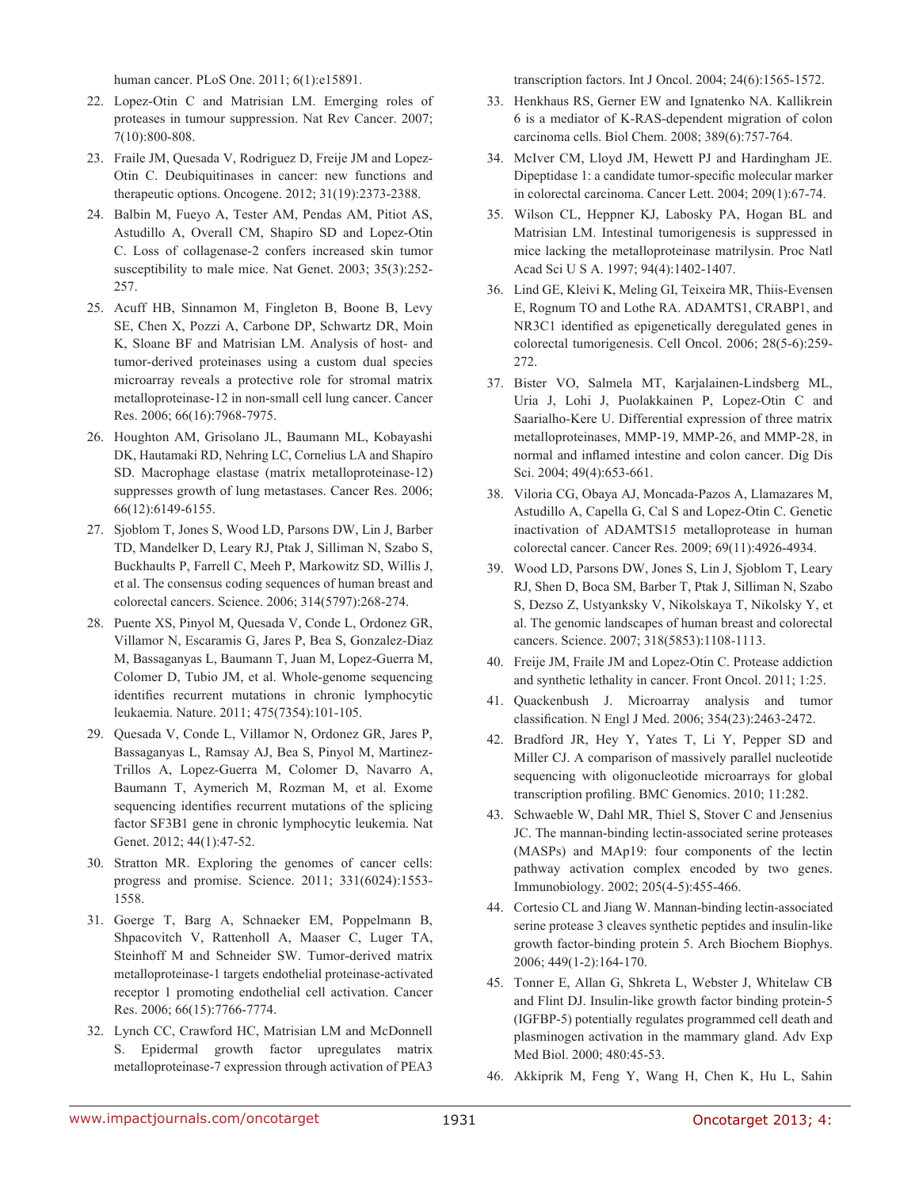human cancer. PLoS One. 2011; 6(1):e15891.

22. Lopez-Otin C and Matrisian LM. Emerging roles of proteases in tumour suppression. Nat Rev Cancer. 2007; 7(10):800-808.

23. Fraile JM, Quesada V, Rodriguez D, Freije JM and Lopez-Otin C. Deubiquitinases in cancer: new functions and therapeutic options. Oncogene. 2012; 31(19):2373-2388.

24. Balbin M, Fueyo A, Tester AM, Pendas AM, Pitiot AS, Astudillo A, Overall CM, Shapiro SD and Lopez-Otin C. Loss of collagenase-2 confers increased skin tumor susceptibility to male mice. Nat Genet. 2003; 35(3):252-257.

25. Acuff HB, Sinnamon M, Fingleton B, Boone B, Levy SE, Chen X, Pozzi A, Carbone DP, Schwartz DR, Moin K, Sloane BF and Matrisian LM. Analysis of host- and tumor-derived proteinases using a custom dual species microarray reveals a protective role for stromal matrix metalloproteinase-12 in non-small cell lung cancer. Cancer Res. 2006; 66(16):7968-7975.

26. Houghton AM, Grisolano JL, Baumann ML, Kobayashi DK, Hautamaki RD, Nehring LC, Cornelius LA and Shapiro SD. Macrophage elastase (matrix metalloproteinase-12) suppresses growth of lung metastases. Cancer Res. 2006; 66(12):6149-6155.

27. Sjoblom T, Jones S, Wood LD, Parsons DW, Lin J, Barber TD, Mandelker D, Leary RJ, Ptak J, Silliman N, Szabo S, Buckhaults P, Farrell C, Meeh P, Markowitz SD, Willis J, et al. The consensus coding sequences of human breast and colorectal cancers. Science. 2006; 314(5797):268-274.

28. Puente XS, Pinyol M, Quesada V, Conde L, Ordonez GR, Villamor N, Escaramis G, Jares P, Bea S, Gonzalez-Diaz M, Bassaganyas L, Baumann T, Juan M, Lopez-Guerra M, Colomer D, Tubio JM, et al. Whole-genome sequencing identifies recurrent mutations in chronic lymphocytic leukaemia. Nature. 2011; 475(7354):101-105.

29. Quesada V, Conde L, Villamor N, Ordonez GR, Jares P, Bassaganyas L, Ramsay AJ, Bea S, Pinyol M, Martinez-Trillos A, Lopez-Guerra M, Colomer D, Navarro A, Baumann T, Aymerich M, Rozman M, et al. Exome sequencing identifies recurrent mutations of the splicing factor SF3B1 gene in chronic lymphocytic leukemia. Nat Genet. 2012; 44(1):47-52.

30. Stratton MR. Exploring the genomes of cancer cells: progress and promise. Science. 2011; 331(6024):1553-1558.

31. Goerge T, Barg A, Schnaeker EM, Poppelmann B, Shpacovitch V, Rattenholl A, Maaser C, Luger TA, Steinhoff M and Schneider SW. Tumor-derived matrix metalloproteinase-1 targets endothelial proteinase-activated receptor 1 promoting endothelial cell activation. Cancer Res. 2006; 66(15):7766-7774.

32. Lynch CC, Crawford HC, Matrisian LM and McDonnell S. Epidermal growth factor upregulates matrix metalloproteinase-7 expression through activation of PEA3 transcription factors. Int J Oncol. 2004; 24(6):1565-1572.

33. Henkhaus RS, Gerner EW and Ignatenko NA. Kallikrein 6 is a mediator of K-RAS-dependent migration of colon carcinoma cells. Biol Chem. 2008; 389(6):757-764.

34. McIver CM, Lloyd JM, Hewett PJ and Hardingham JE. Dipeptidase 1: a candidate tumor-specific molecular marker in colorectal carcinoma. Cancer Lett. 2004; 209(1):67-74.

35. Wilson CL, Heppner KJ, Labosky PA, Hogan BL and Matrisian LM. Intestinal tumorigenesis is suppressed in mice lacking the metalloproteinase matrilysin. Proc Natl Acad Sci U S A. 1997; 94(4):1402-1407.

36. Lind GE, Kleivi K, Meling GI, Teixeira MR, Thiis-Evensen E, Rognum TO and Lothe RA. ADAMTS1, CRABP1, and NR3C1 identified as epigenetically deregulated genes in colorectal tumorigenesis. Cell Oncol. 2006; 28(5-6):259-272.

37. Bister VO, Salmela MT, Karjalainen-Lindsberg ML, Uria J, Lohi J, Puolakkainen P, Lopez-Otin C and Saarialho-Kere U. Differential expression of three matrix metalloproteinases, MMP-19, MMP-26, and MMP-28, in normal and inflamed intestine and colon cancer. Dig Dis Sci. 2004; 49(4):653-661.

38. Viloria CG, Obaya AJ, Moncada-Pazos A, Llamazares M, Astudillo A, Capella G, Cal S and Lopez-Otin C. Genetic inactivation of ADAMTS15 metalloprotease in human colorectal cancer. Cancer Res. 2009; 69(11):4926-4934.

39. Wood LD, Parsons DW, Jones S, Lin J, Sjoblom T, Leary RJ, Shen D, Boca SM, Barber T, Ptak J, Silliman N, Szabo S, Dezso Z, Ustyanksky V, Nikolskaya T, Nikolsky Y, et al. The genomic landscapes of human breast and colorectal cancers. Science. 2007; 318(5853):1108-1113.

40. Freije JM, Fraile JM and Lopez-Otin C. Protease addiction and synthetic lethality in cancer. Front Oncol. 2011; 1:25.

41. Quackenbush J. Microarray analysis and tumor classification. N Engl J Med. 2006; 354(23):2463-2472.

42. Bradford JR, Hey Y, Yates T, Li Y, Pepper SD and Miller CJ. A comparison of massively parallel nucleotide sequencing with oligonucleotide microarrays for global transcription profiling. BMC Genomics. 2010; 11:282.

43. Schwaeble W, Dahl MR, Thiel S, Stover C and Jensenius JC. The mannan-binding lectin-associated serine proteases (MASPs) and MAp19: four components of the lectin pathway activation complex encoded by two genes. Immunobiology. 2002; 205(4-5):455-466.

44. Cortesio CL and Jiang W. Mannan-binding lectin-associated serine protease 3 cleaves synthetic peptides and insulin-like growth factor-binding protein 5. Arch Biochem Biophys. 2006; 449(1-2):164-170.

45. Tonner E, Allan G, Shkreta L, Webster J, Whitelaw CB and Flint DJ. Insulin-like growth factor binding protein-5 (IGFBP-5) potentially regulates programmed cell death and plasminogen activation in the mammary gland. Adv Exp Med Biol. 2000; 480:45-53.

46. Akkiprik M, Feng Y, Wang H, Chen K, Hu L, Sahin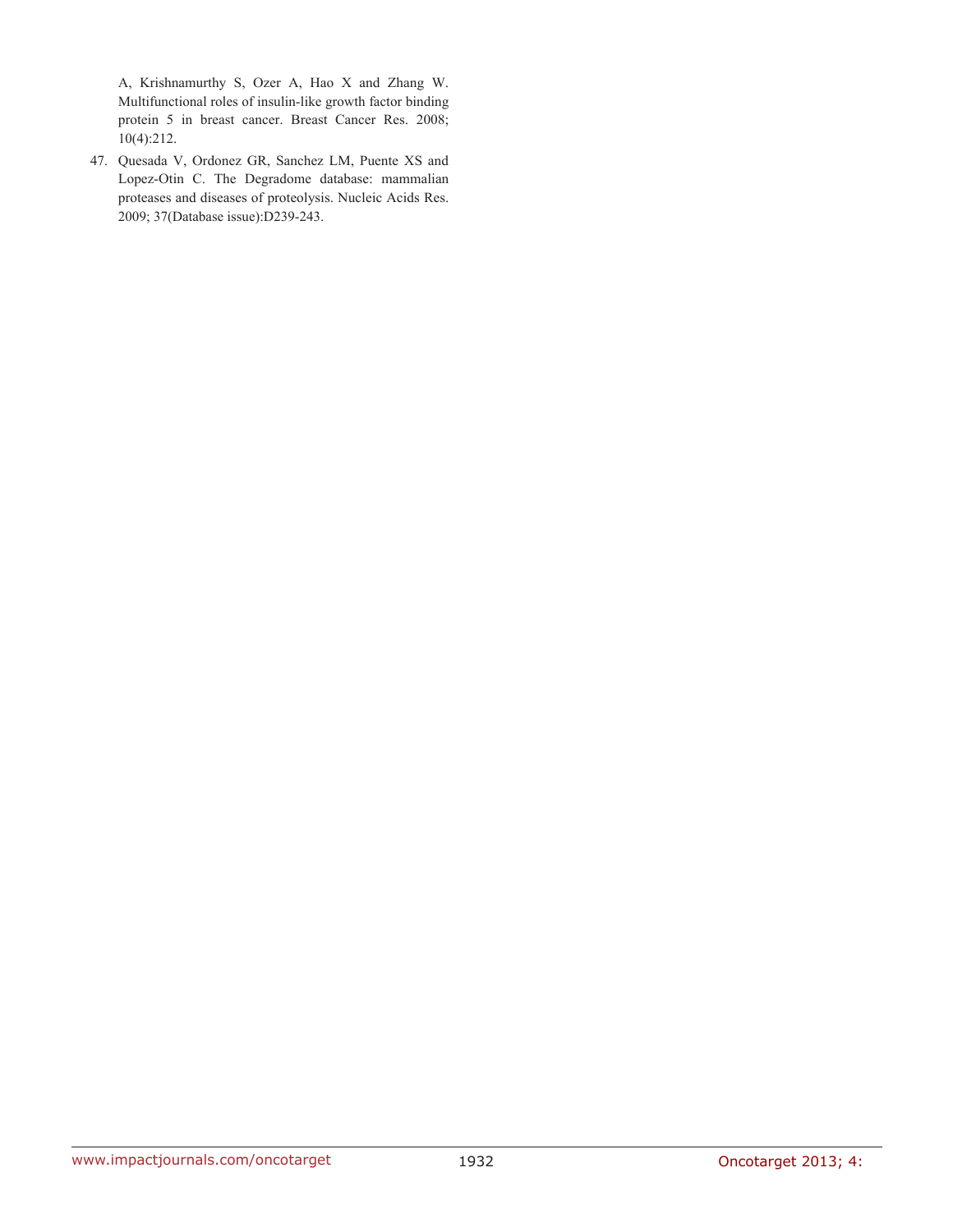A, Krishnamurthy S, Ozer A, Hao X and Zhang W. Multifunctional roles of insulin-like growth factor binding protein 5 in breast cancer. Breast Cancer Res. 2008; 10(4):212.

47. Quesada V, Ordonez GR, Sanchez LM, Puente XS and Lopez-Otin C. The Degradome database: mammalian proteases and diseases of proteolysis. Nucleic Acids Res. 2009; 37(Database issue):D239-243.